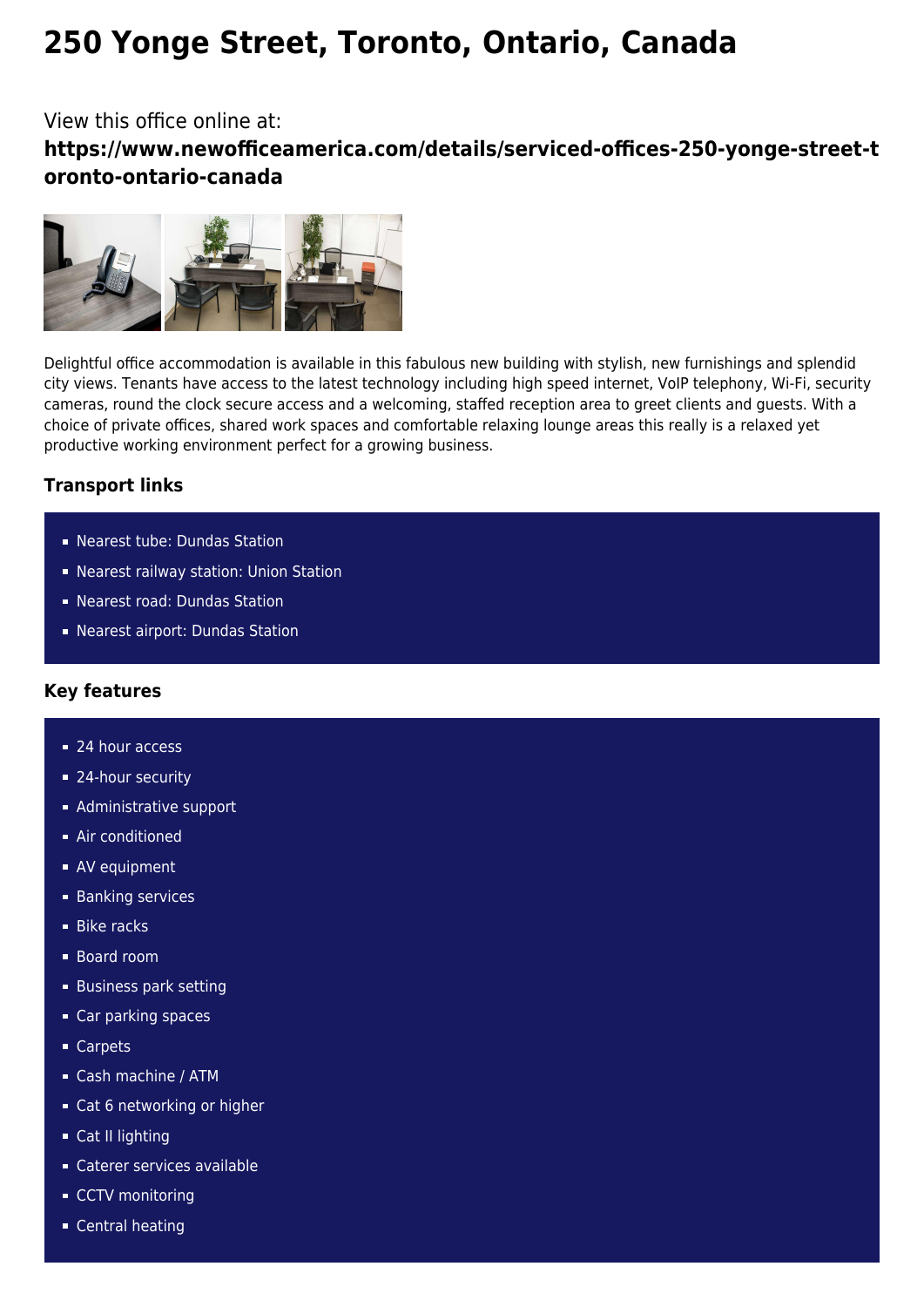# 250 Yonge Street, Toronto, Ontario, Canada

View this office online at:

**https://www.newofficeamerica.com/details/serviced-offices-250-yonge-street-toronto-ontario-canada**

Delightful office accommodation is available in this fabulous new building with stylish, new furnishings and splendid city views. Tenants have access to the latest technology including high speed internet, VoIP telephony, Wi-Fi, security cameras, round the clock secure access and a welcoming, staffed reception area to greet clients and guests. With a choice of private offices, shared work spaces and comfortable relaxing lounge areas this really is a relaxed yet productive working environment perfect for a growing business.

### Transport links

- Nearest tube: Dundas Station
- Nearest railway station: Union Station
- Nearest road: Dundas Station
- Nearest airport: Dundas Station

### Key features

- 24 hour access
- 24-hour security
- Administrative support
- Air conditioned
- AV equipment
- Banking services
- Bike racks
- Board room
- Business park setting
- Car parking spaces
- Carpets
- Cash machine / ATM
- Cat 6 networking or higher
- Cat II lighting
- Caterer services available
- CCTV monitoring
- Central heating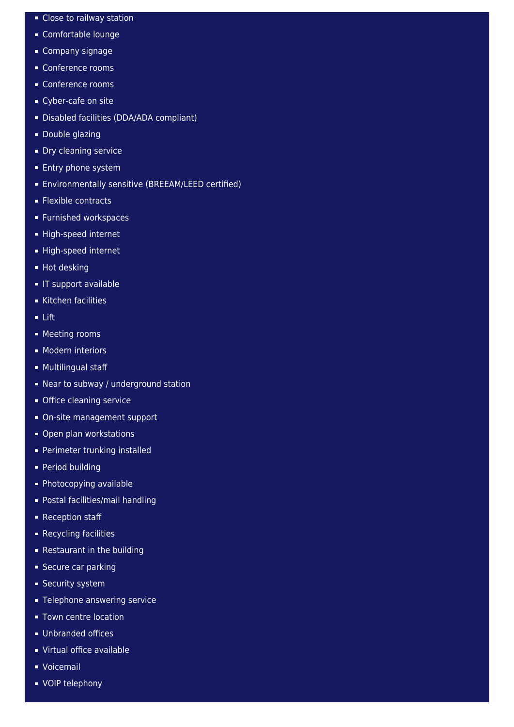- Close to railway station
- Comfortable lounge
- Company signage
- Conference rooms
- Conference rooms
- Cyber-cafe on site
- Disabled facilities (DDA/ADA compliant)
- Double glazing
- Dry cleaning service
- Entry phone system
- Environmentally sensitive (BREEAM/LEED certified)
- Flexible contracts
- Furnished workspaces
- High-speed internet
- High-speed internet
- Hot desking
- IT support available
- Kitchen facilities
- Lift
- Meeting rooms
- Modern interiors
- Multilingual staff
- Near to subway / underground station
- Office cleaning service
- On-site management support
- Open plan workstations
- Perimeter trunking installed
- Period building
- Photocopying available
- Postal facilities/mail handling
- Reception staff
- Recycling facilities
- Restaurant in the building
- Secure car parking
- Security system
- Telephone answering service
- Town centre location
- Unbranded offices
- Virtual office available
- Voicemail
- VOIP telephony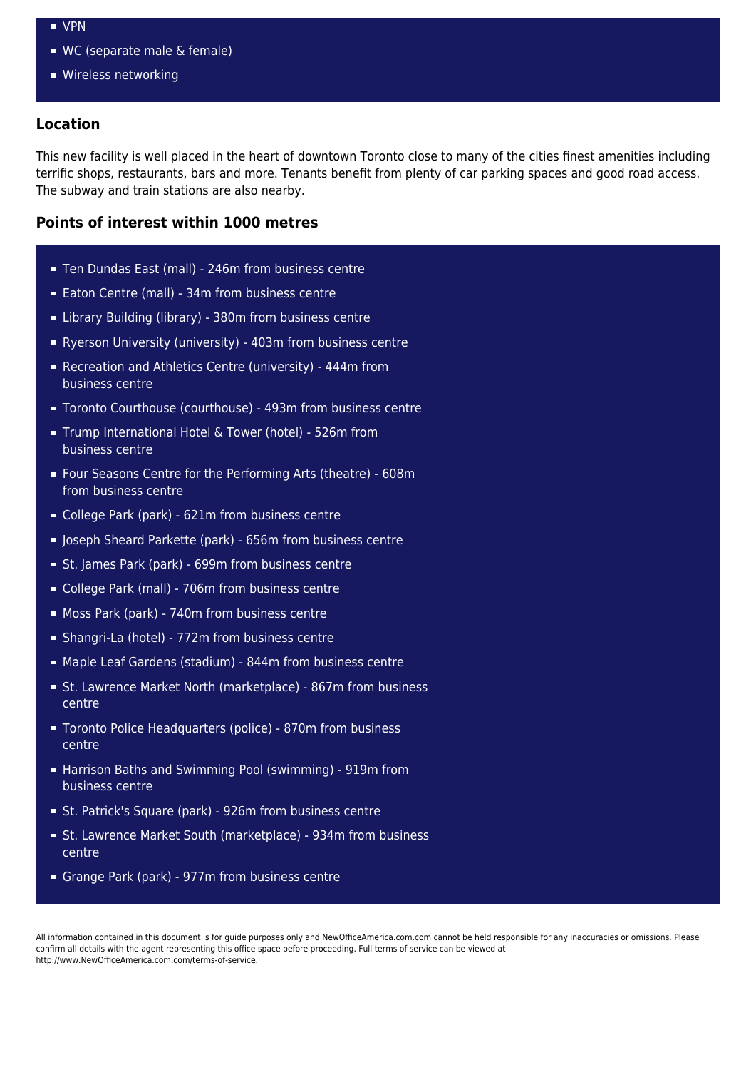- VPN
- WC (separate male & female)
- Wireless networking

## Location

This new facility is well placed in the heart of downtown Toronto close to many of the cities finest amenities including terrific shops, restaurants, bars and more. Tenants benefit from plenty of car parking spaces and good road access. The subway and train stations are also nearby.

## Points of interest within 1000 metres

- Ten Dundas East (mall) - 246m from business centre
- Eaton Centre (mall) - 34m from business centre
- Library Building (library) - 380m from business centre
- Ryerson University (university) - 403m from business centre
- Recreation and Athletics Centre (university) - 444m from business centre
- Toronto Courthouse (courthouse) - 493m from business centre
- Trump International Hotel & Tower (hotel) - 526m from business centre
- Four Seasons Centre for the Performing Arts (theatre) - 608m from business centre
- College Park (park) - 621m from business centre
- Joseph Sheard Parkette (park) - 656m from business centre
- St. James Park (park) - 699m from business centre
- College Park (mall) - 706m from business centre
- Moss Park (park) - 740m from business centre
- Shangri-La (hotel) - 772m from business centre
- Maple Leaf Gardens (stadium) - 844m from business centre
- St. Lawrence Market North (marketplace) - 867m from business centre
- Toronto Police Headquarters (police) - 870m from business centre
- Harrison Baths and Swimming Pool (swimming) - 919m from business centre
- St. Patrick's Square (park) - 926m from business centre
- St. Lawrence Market South (marketplace) - 934m from business centre
- Grange Park (park) - 977m from business centre

All information contained in this document is for guide purposes only and NewOfficeAmerica.com.com cannot be held responsible for any inaccuracies or omissions. Please confirm all details with the agent representing this office space before proceeding. Full terms of service can be viewed at http://www.NewOfficeAmerica.com.com/terms-of-service.